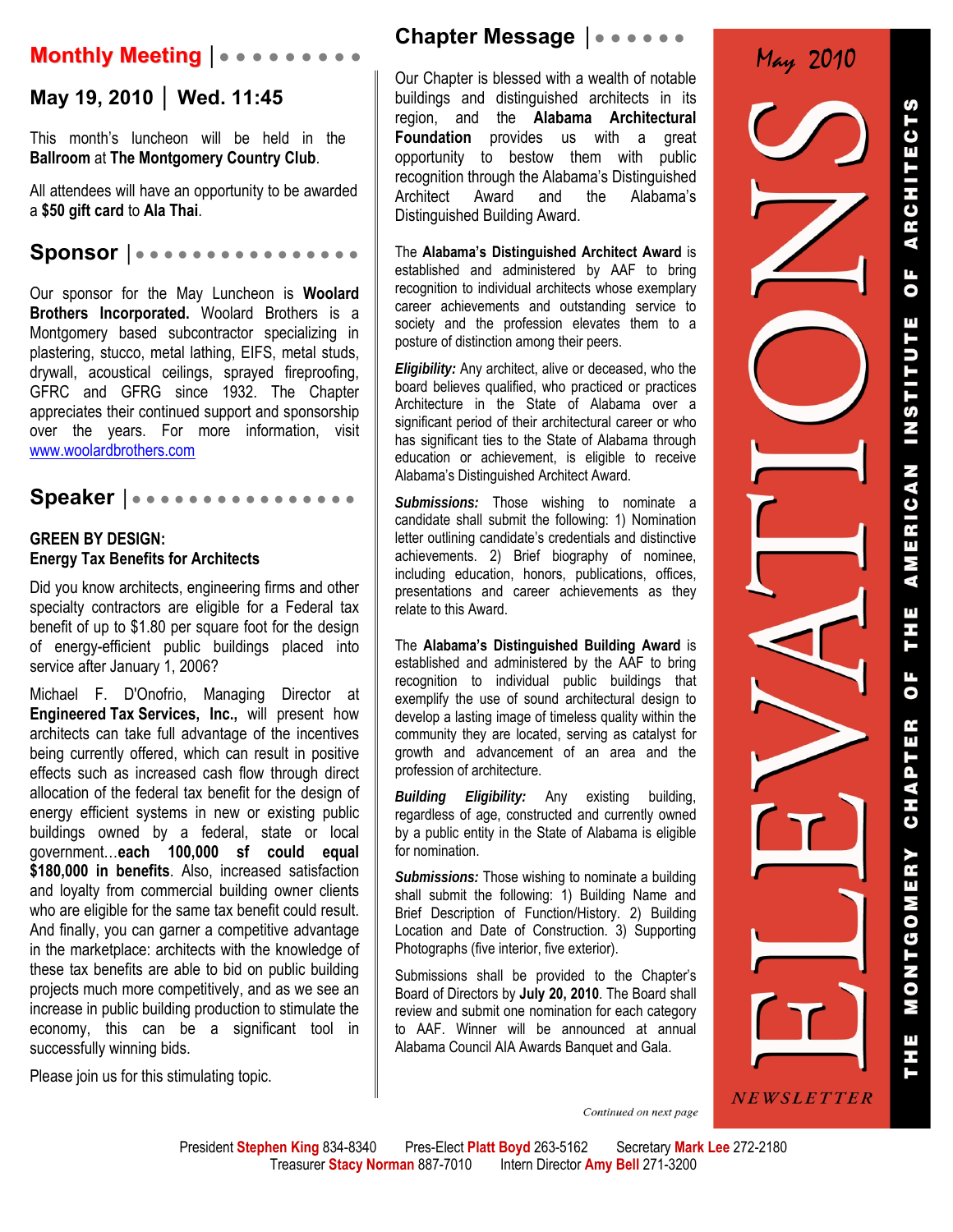# ELEVATIONS

NEWSLETTER

May 2010

THE MONTGOMERY CHAPTER OF THE AMERICAN INSTITUTE OF ARCHITECTS

## Monthly Meeting

### May 19, 2010 | Wed. 11:45

This month's luncheon will be held in the **Ballroom** at **The Montgomery Country Club**.

All attendees will have an opportunity to be awarded a **$50 gift card** to **Ala Thai**.

## Sponsor

Our sponsor for the May Luncheon is **Woolard Brothers Incorporated.** Woolard Brothers is a Montgomery based subcontractor specializing in plastering, stucco, metal lathing, EIFS, metal studs, drywall, acoustical ceilings, sprayed fireproofing, GFRC and GFRG since 1932. The Chapter appreciates their continued support and sponsorship over the years. For more information, visit www.woolardbrothers.com

## Speaker

**GREEN BY DESIGN:**
**Energy Tax Benefits for Architects**

Did you know architects, engineering firms and other specialty contractors are eligible for a Federal tax benefit of up to $1.80 per square foot for the design of energy-efficient public buildings placed into service after January 1, 2006?

Michael F. D'Onofrio, Managing Director at **Engineered Tax Services, Inc.,** will present how architects can take full advantage of the incentives being currently offered, which can result in positive effects such as increased cash flow through direct allocation of the federal tax benefit for the design of energy efficient systems in new or existing public buildings owned by a federal, state or local government…**each 100,000 sf could equal $180,000 in benefits**. Also, increased satisfaction and loyalty from commercial building owner clients who are eligible for the same tax benefit could result. And finally, you can garner a competitive advantage in the marketplace: architects with the knowledge of these tax benefits are able to bid on public building projects much more competitively, and as we see an increase in public building production to stimulate the economy, this can be a significant tool in successfully winning bids.

Please join us for this stimulating topic.

## Chapter Message

Our Chapter is blessed with a wealth of notable buildings and distinguished architects in its region, and the **Alabama Architectural Foundation** provides us with a great opportunity to bestow them with public recognition through the Alabama's Distinguished Architect Award and the Alabama's Distinguished Building Award.

The **Alabama's Distinguished Architect Award** is established and administered by AAF to bring recognition to individual architects whose exemplary career achievements and outstanding service to society and the profession elevates them to a posture of distinction among their peers.

***Eligibility:*** Any architect, alive or deceased, who the board believes qualified, who practiced or practices Architecture in the State of Alabama over a significant period of their architectural career or who has significant ties to the State of Alabama through education or achievement, is eligible to receive Alabama's Distinguished Architect Award.

***Submissions:*** Those wishing to nominate a candidate shall submit the following: 1) Nomination letter outlining candidate's credentials and distinctive achievements. 2) Brief biography of nominee, including education, honors, publications, offices, presentations and career achievements as they relate to this Award.

The **Alabama's Distinguished Building Award** is established and administered by the AAF to bring recognition to individual public buildings that exemplify the use of sound architectural design to develop a lasting image of timeless quality within the community they are located, serving as catalyst for growth and advancement of an area and the profession of architecture.

***Building Eligibility:*** Any existing building, regardless of age, constructed and currently owned by a public entity in the State of Alabama is eligible for nomination.

***Submissions:*** Those wishing to nominate a building shall submit the following: 1) Building Name and Brief Description of Function/History. 2) Building Location and Date of Construction. 3) Supporting Photographs (five interior, five exterior).

Submissions shall be provided to the Chapter's Board of Directors by **July 20, 2010**. The Board shall review and submit one nomination for each category to AAF. Winner will be announced at annual Alabama Council AIA Awards Banquet and Gala.

*Continued on next page*

President **Stephen King** 834-8340 Pres-Elect **Platt Boyd** 263-5162 Secretary **Mark Lee** 272-2180
Treasurer **Stacy Norman** 887-7010 Intern Director **Amy Bell** 271-3200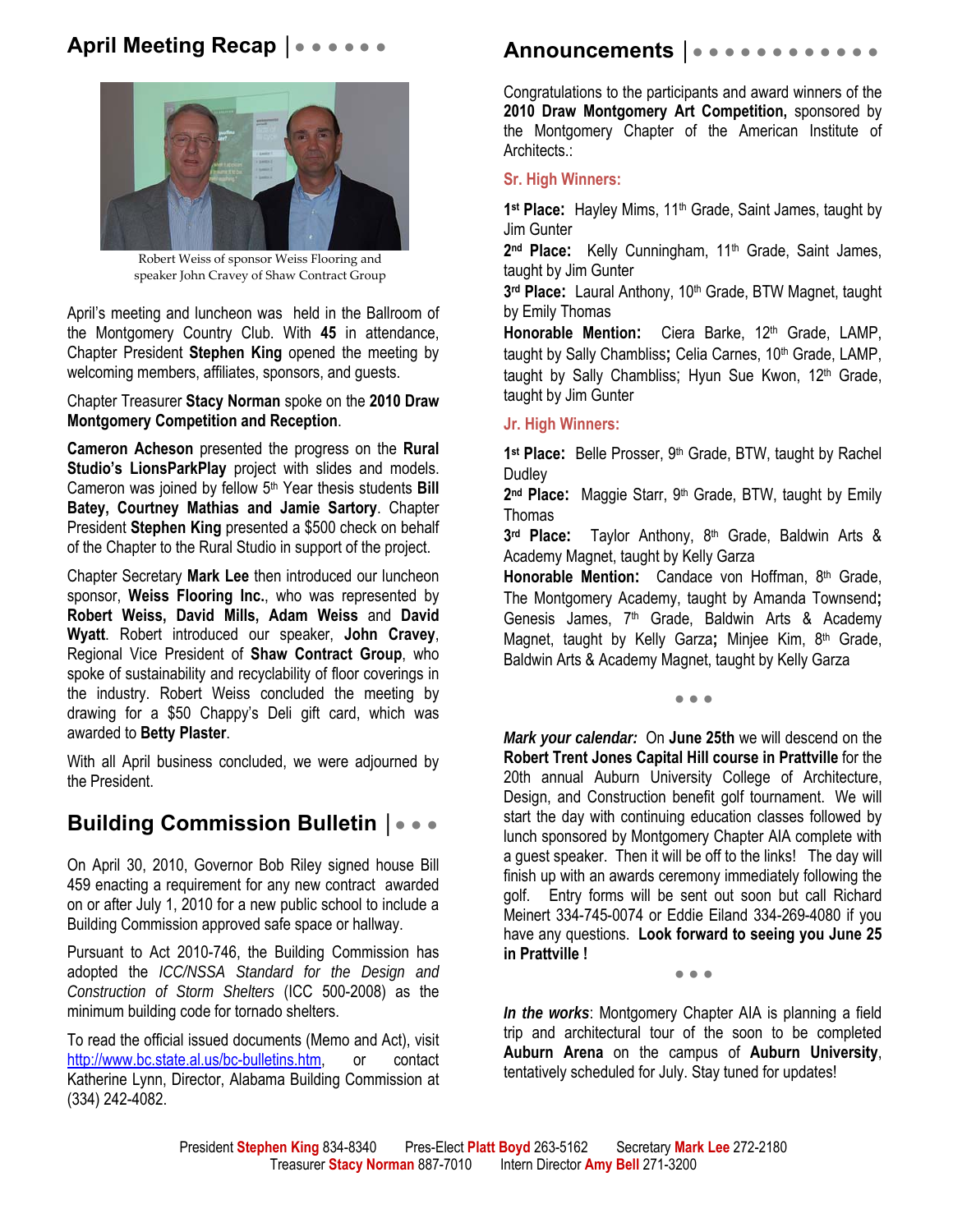## April Meeting Recap

Robert Weiss of sponsor Weiss Flooring and speaker John Cravey of Shaw Contract Group

April's meeting and luncheon was held in the Ballroom of the Montgomery Country Club. With **45** in attendance, Chapter President **Stephen King** opened the meeting by welcoming members, affiliates, sponsors, and guests.

Chapter Treasurer **Stacy Norman** spoke on the **2010 Draw Montgomery Competition and Reception**.

**Cameron Acheson** presented the progress on the **Rural Studio's LionsParkPlay** project with slides and models. Cameron was joined by fellow 5th Year thesis students **Bill Batey, Courtney Mathias and Jamie Sartory**. Chapter President **Stephen King** presented a $500 check on behalf of the Chapter to the Rural Studio in support of the project.

Chapter Secretary **Mark Lee** then introduced our luncheon sponsor, **Weiss Flooring Inc.**, who was represented by **Robert Weiss, David Mills, Adam Weiss** and **David Wyatt**. Robert introduced our speaker, **John Cravey**, Regional Vice President of **Shaw Contract Group**, who spoke of sustainability and recyclability of floor coverings in the industry. Robert Weiss concluded the meeting by drawing for a $50 Chappy's Deli gift card, which was awarded to **Betty Plaster**.

With all April business concluded, we were adjourned by the President.

## Building Commission Bulletin

On April 30, 2010, Governor Bob Riley signed house Bill 459 enacting a requirement for any new contract awarded on or after July 1, 2010 for a new public school to include a Building Commission approved safe space or hallway.

Pursuant to Act 2010-746, the Building Commission has adopted the *ICC/NSSA Standard for the Design and Construction of Storm Shelters* (ICC 500-2008) as the minimum building code for tornado shelters.

To read the official issued documents (Memo and Act), visit http://www.bc.state.al.us/bc-bulletins.htm, or contact Katherine Lynn, Director, Alabama Building Commission at (334) 242-4082.

## Announcements

Congratulations to the participants and award winners of the **2010 Draw Montgomery Art Competition,** sponsored by the Montgomery Chapter of the American Institute of Architects.:

### Sr. High Winners:

**1st Place:** Hayley Mims, 11th Grade, Saint James, taught by Jim Gunter
**2nd Place:** Kelly Cunningham, 11th Grade, Saint James, taught by Jim Gunter
**3rd Place:** Laural Anthony, 10th Grade, BTW Magnet, taught by Emily Thomas
**Honorable Mention:** Ciera Barke, 12th Grade, LAMP, taught by Sally Chambliss**;** Celia Carnes, 10th Grade, LAMP, taught by Sally Chambliss; Hyun Sue Kwon, 12th Grade, taught by Jim Gunter

### Jr. High Winners:

**1st Place:** Belle Prosser, 9th Grade, BTW, taught by Rachel Dudley
**2nd Place:** Maggie Starr, 9th Grade, BTW, taught by Emily Thomas
**3rd Place:** Taylor Anthony, 8th Grade, Baldwin Arts & Academy Magnet, taught by Kelly Garza
**Honorable Mention:** Candace von Hoffman, 8th Grade, The Montgomery Academy, taught by Amanda Townsend**;** Genesis James, 7th Grade, Baldwin Arts & Academy Magnet, taught by Kelly Garza**;** Minjee Kim, 8th Grade, Baldwin Arts & Academy Magnet, taught by Kelly Garza

• • •

***Mark your calendar:*** On **June 25th** we will descend on the **Robert Trent Jones Capital Hill course in Prattville** for the 20th annual Auburn University College of Architecture, Design, and Construction benefit golf tournament. We will start the day with continuing education classes followed by lunch sponsored by Montgomery Chapter AIA complete with a guest speaker. Then it will be off to the links! The day will finish up with an awards ceremony immediately following the golf. Entry forms will be sent out soon but call Richard Meinert 334-745-0074 or Eddie Eiland 334-269-4080 if you have any questions. **Look forward to seeing you June 25 in Prattville !**

• • •

***In the works***: Montgomery Chapter AIA is planning a field trip and architectural tour of the soon to be completed **Auburn Arena** on the campus of **Auburn University**, tentatively scheduled for July. Stay tuned for updates!

President **Stephen King** 834-8340 Pres-Elect **Platt Boyd** 263-5162 Secretary **Mark Lee** 272-2180
Treasurer **Stacy Norman** 887-7010 Intern Director **Amy Bell** 271-3200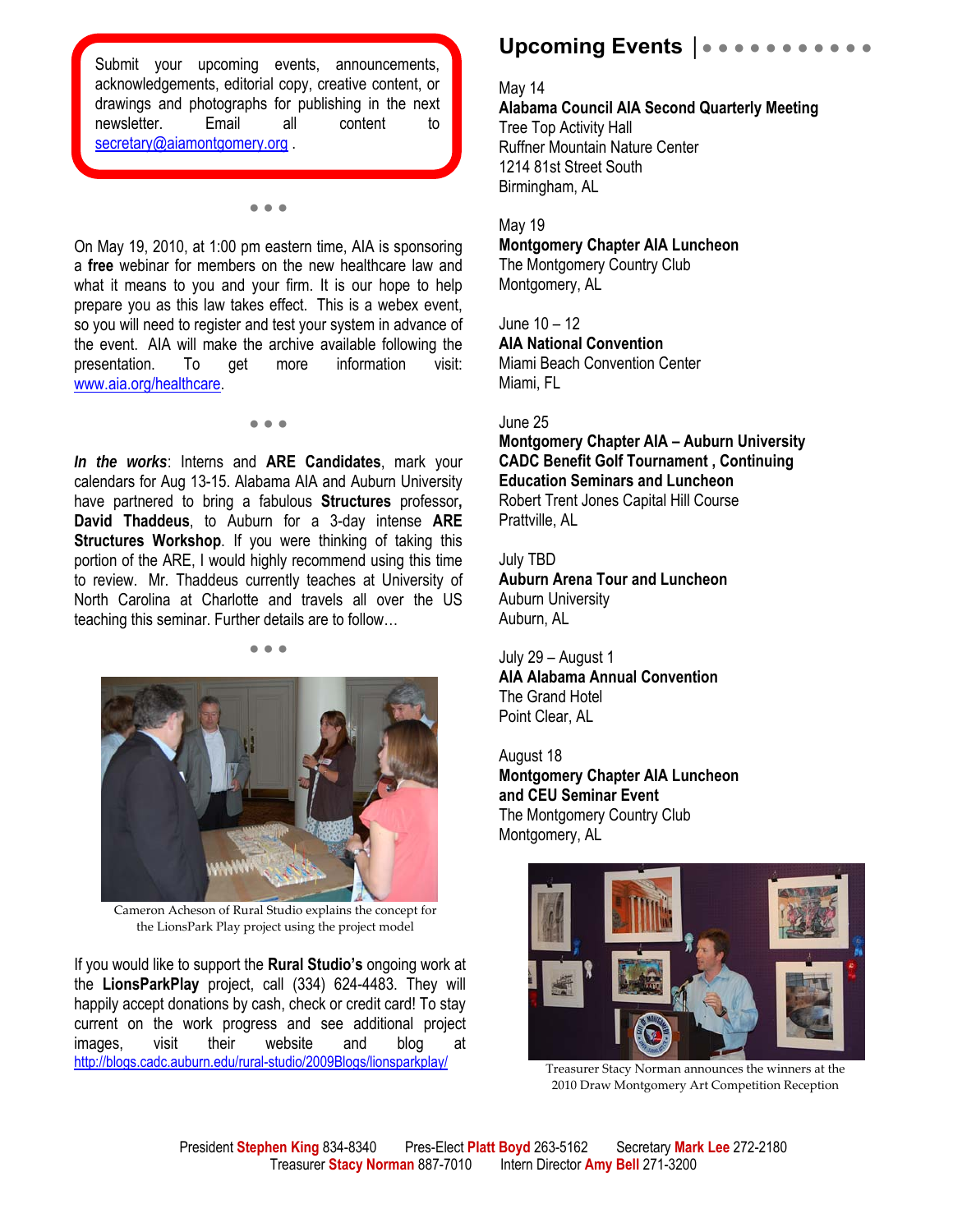Submit your upcoming events, announcements, acknowledgements, editorial copy, creative content, or drawings and photographs for publishing in the next newsletter. Email all content to secretary@aiamontgomery.org .

• • •

On May 19, 2010, at 1:00 pm eastern time, AIA is sponsoring a **free** webinar for members on the new healthcare law and what it means to you and your firm. It is our hope to help prepare you as this law takes effect. This is a webex event, so you will need to register and test your system in advance of the event. AIA will make the archive available following the presentation. To get more information visit: www.aia.org/healthcare.

• • •

***In the works***: Interns and **ARE Candidates**, mark your calendars for Aug 13-15. Alabama AIA and Auburn University have partnered to bring a fabulous **Structures** professor**, David Thaddeus**, to Auburn for a 3-day intense **ARE Structures Workshop**. If you were thinking of taking this portion of the ARE, I would highly recommend using this time to review. Mr. Thaddeus currently teaches at University of North Carolina at Charlotte and travels all over the US teaching this seminar. Further details are to follow…

• • •

Cameron Acheson of Rural Studio explains the concept for the LionsPark Play project using the project model

If you would like to support the **Rural Studio's** ongoing work at the **LionsParkPlay** project, call (334) 624-4483. They will happily accept donations by cash, check or credit card! To stay current on the work progress and see additional project images, visit their website and blog at http://blogs.cadc.auburn.edu/rural-studio/2009Blogs/lionsparkplay/

## Upcoming Events

May 14
**Alabama Council AIA Second Quarterly Meeting**
Tree Top Activity Hall
Ruffner Mountain Nature Center
1214 81st Street South
Birmingham, AL

May 19
**Montgomery Chapter AIA Luncheon**
The Montgomery Country Club
Montgomery, AL

June 10 – 12
**AIA National Convention**
Miami Beach Convention Center
Miami, FL

June 25
**Montgomery Chapter AIA – Auburn University CADC Benefit Golf Tournament , Continuing Education Seminars and Luncheon**
Robert Trent Jones Capital Hill Course
Prattville, AL

July TBD
**Auburn Arena Tour and Luncheon**
Auburn University
Auburn, AL

July 29 – August 1
**AIA Alabama Annual Convention**
The Grand Hotel
Point Clear, AL

August 18
**Montgomery Chapter AIA Luncheon and CEU Seminar Event**
The Montgomery Country Club
Montgomery, AL

Treasurer Stacy Norman announces the winners at the 2010 Draw Montgomery Art Competition Reception

President **Stephen King** 834-8340 Pres-Elect **Platt Boyd** 263-5162 Secretary **Mark Lee** 272-2180
Treasurer **Stacy Norman** 887-7010 Intern Director **Amy Bell** 271-3200